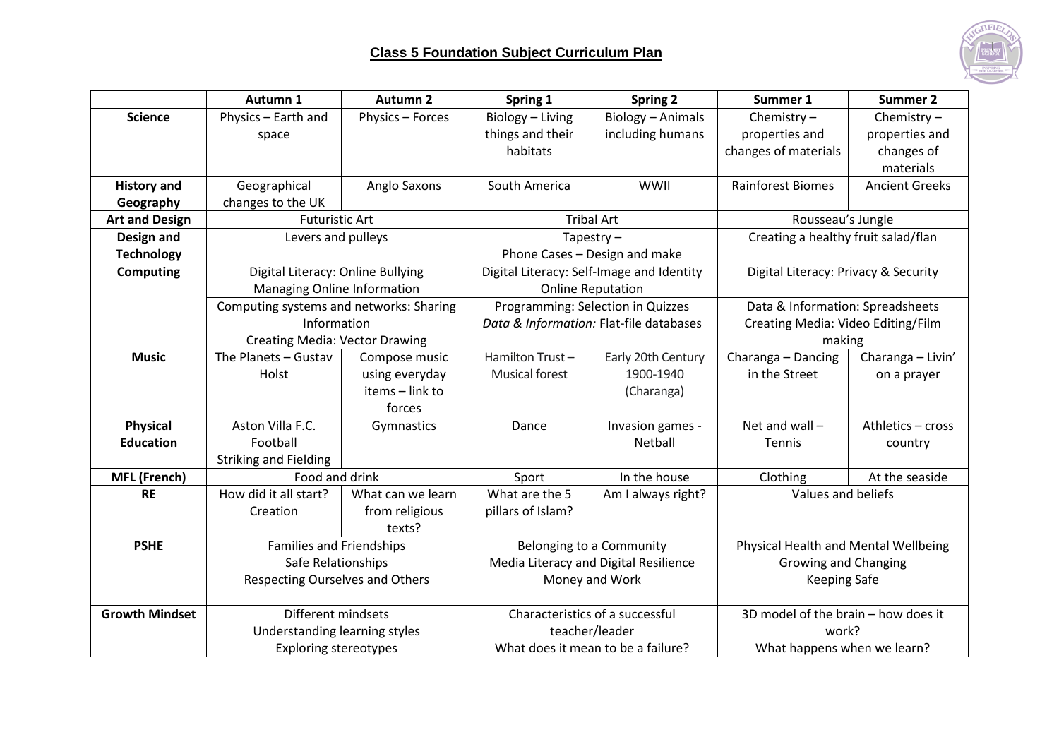# Class 5 Foundation Subject Curriculum Plan

| | Autumn 1 | Autumn 2 | Spring 1 | Spring 2 | Summer 1 | Summer 2 |
|---|---|---|---|---|---|---|
| **Science** | Physics – Earth and space | Physics – Forces | Biology – Living things and their habitats | Biology – Animals including humans | Chemistry – properties and changes of materials | Chemistry – properties and changes of materials |
| **History and Geography** | Geographical changes to the UK | Anglo Saxons | South America | WWII | Rainforest Biomes | Ancient Greeks |
| **Art and Design** | Futuristic Art | | Tribal Art | | Rousseau's Jungle | |
| **Design and Technology** | Levers and pulleys | | Tapestry – Phone Cases – Design and make | | Creating a healthy fruit salad/flan | |
| **Computing** | Digital Literacy: Online Bullying<br>Managing Online Information<br>Computing systems and networks: Sharing Information<br>Creating Media: Vector Drawing | | Digital Literacy: Self-Image and Identity<br>Online Reputation<br>Programming: Selection in Quizzes<br>*Data & Information:* Flat-file databases | | Digital Literacy: Privacy & Security<br>Data & Information: Spreadsheets<br>Creating Media: Video Editing/Film making | |
| **Music** | The Planets – Gustav Holst | Compose music using everyday items – link to forces | Hamilton Trust – Musical forest | Early 20th Century 1900-1940 (Charanga) | Charanga – Dancing in the Street | Charanga – Livin' on a prayer |
| **Physical Education** | Aston Villa F.C. Football<br>Striking and Fielding | Gymnastics | Dance | Invasion games - Netball | Net and wall – Tennis | Athletics – cross country |
| **MFL (French)** | Food and drink | | Sport | In the house | Clothing | At the seaside |
| **RE** | How did it all start? Creation | What can we learn from religious texts? | What are the 5 pillars of Islam? | Am I always right? | Values and beliefs | |
| **PSHE** | Families and Friendships<br>Safe Relationships<br>Respecting Ourselves and Others | | Belonging to a Community<br>Media Literacy and Digital Resilience<br>Money and Work | | Physical Health and Mental Wellbeing<br>Growing and Changing<br>Keeping Safe | |
| **Growth Mindset** | Different mindsets<br>Understanding learning styles<br>Exploring stereotypes | | Characteristics of a successful teacher/leader<br>What does it mean to be a failure? | | 3D model of the brain – how does it work?<br>What happens when we learn? | |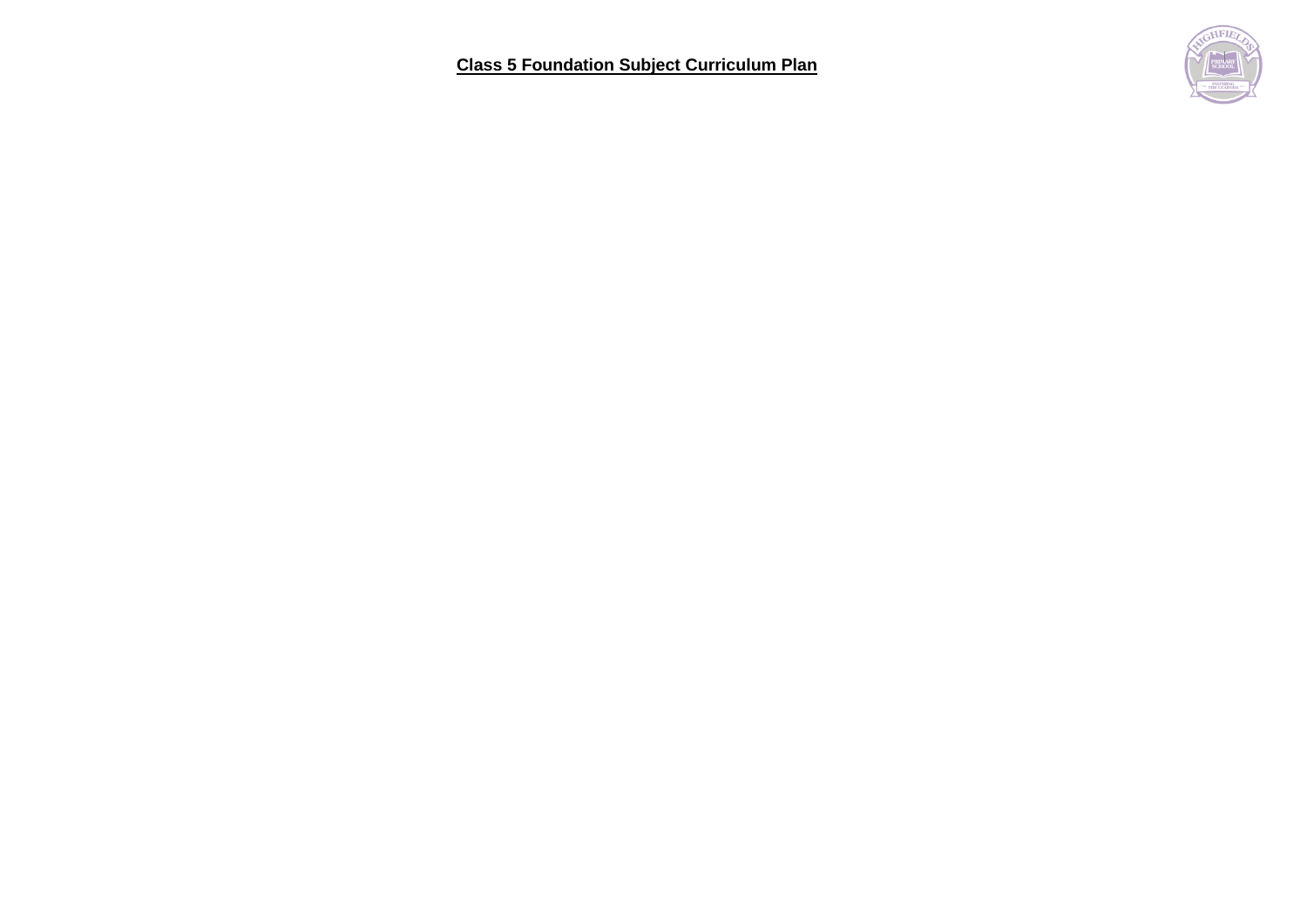**Class 5 Foundation Subject Curriculum Plan**